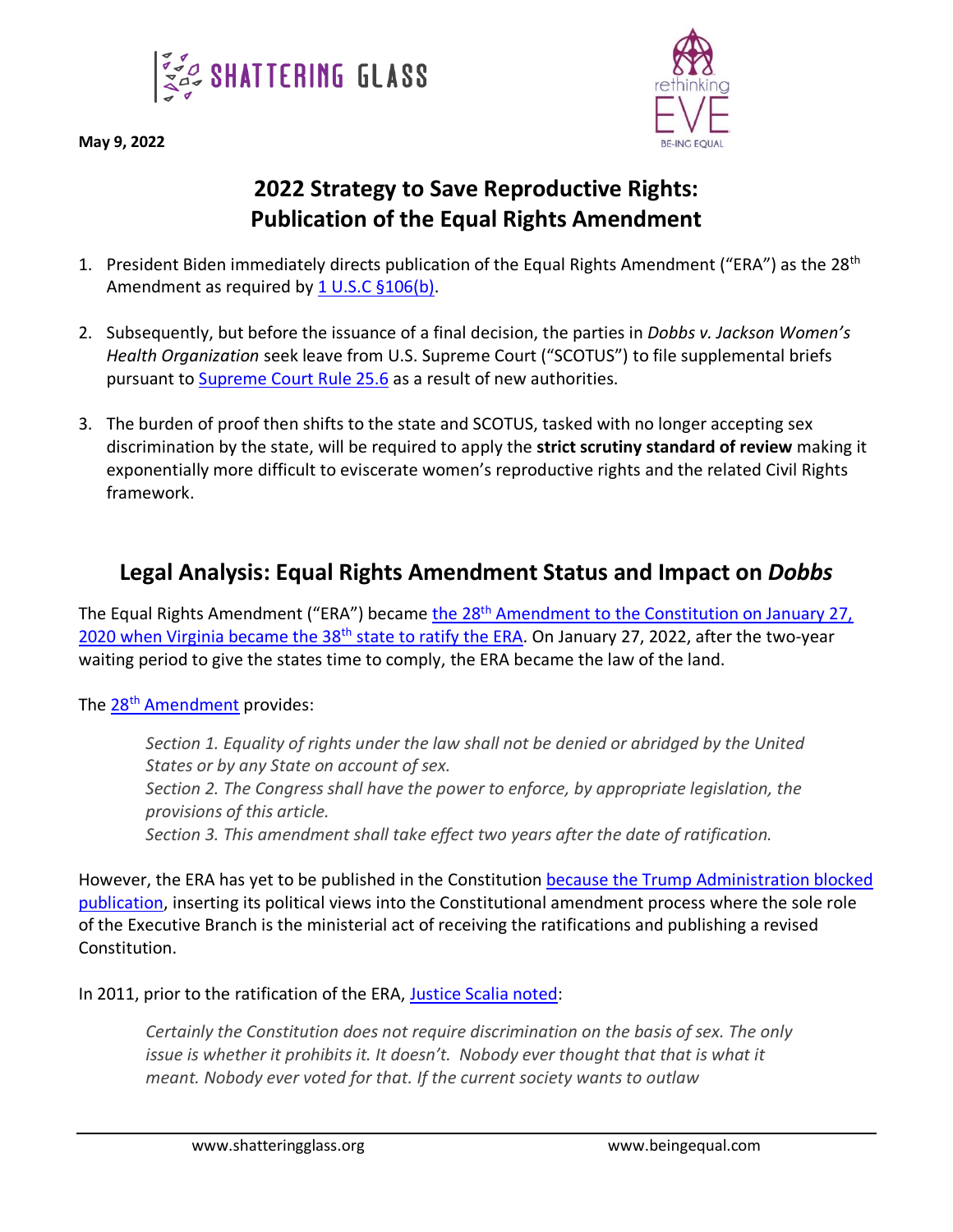**May 9, 2022**

# 2022 Strategy to Save Reproductive Rights: Publication of the Equal Rights Amendment

1. President Biden immediately directs publication of the Equal Rights Amendment ("ERA") as the 28th Amendment as required by 1 U.S.C §106(b).

2. Subsequently, but before the issuance of a final decision, the parties in *Dobbs v. Jackson Women's Health Organization* seek leave from U.S. Supreme Court ("SCOTUS") to file supplemental briefs pursuant to Supreme Court Rule 25.6 as a result of new authorities.

3. The burden of proof then shifts to the state and SCOTUS, tasked with no longer accepting sex discrimination by the state, will be required to apply the **strict scrutiny standard of review** making it exponentially more difficult to eviscerate women's reproductive rights and the related Civil Rights framework.

## Legal Analysis: Equal Rights Amendment Status and Impact on *Dobbs*

The Equal Rights Amendment ("ERA") became the 28th Amendment to the Constitution on January 27, 2020 when Virginia became the 38th state to ratify the ERA. On January 27, 2022, after the two-year waiting period to give the states time to comply, the ERA became the law of the land.

The 28th Amendment provides:

> *Section 1. Equality of rights under the law shall not be denied or abridged by the United States or by any State on account of sex.*
> *Section 2. The Congress shall have the power to enforce, by appropriate legislation, the provisions of this article.*
> *Section 3. This amendment shall take effect two years after the date of ratification.*

However, the ERA has yet to be published in the Constitution because the Trump Administration blocked publication, inserting its political views into the Constitutional amendment process where the sole role of the Executive Branch is the ministerial act of receiving the ratifications and publishing a revised Constitution.

In 2011, prior to the ratification of the ERA, Justice Scalia noted:

> *Certainly the Constitution does not require discrimination on the basis of sex. The only issue is whether it prohibits it. It doesn't. Nobody ever thought that that is what it meant. Nobody ever voted for that. If the current society wants to outlaw*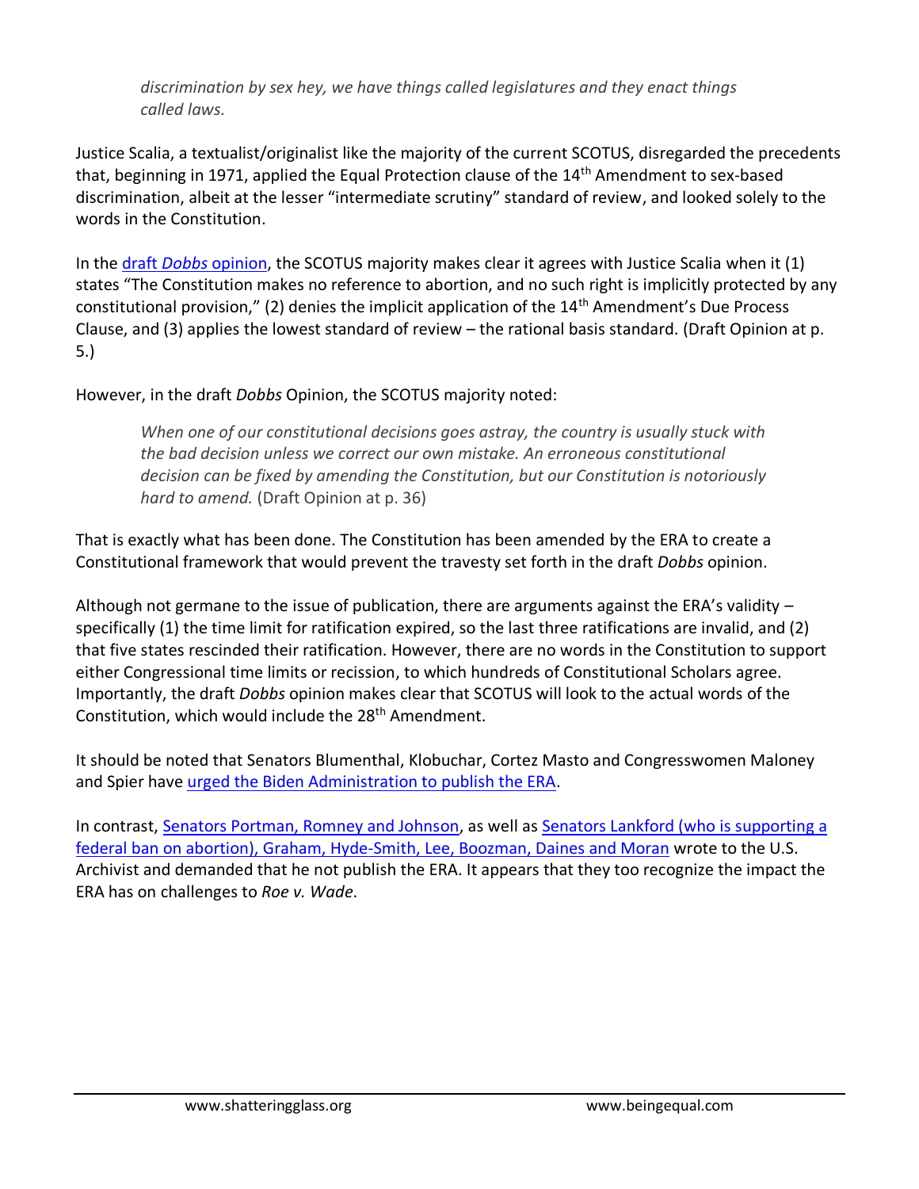*discrimination by sex hey, we have things called legislatures and they enact things called laws.*

Justice Scalia, a textualist/originalist like the majority of the current SCOTUS, disregarded the precedents that, beginning in 1971, applied the Equal Protection clause of the 14th Amendment to sex-based discrimination, albeit at the lesser "intermediate scrutiny" standard of review, and looked solely to the words in the Constitution.

In the draft *Dobbs* opinion, the SCOTUS majority makes clear it agrees with Justice Scalia when it (1) states "The Constitution makes no reference to abortion, and no such right is implicitly protected by any constitutional provision," (2) denies the implicit application of the 14th Amendment's Due Process Clause, and (3) applies the lowest standard of review – the rational basis standard. (Draft Opinion at p. 5.)

However, in the draft *Dobbs* Opinion, the SCOTUS majority noted:

> *When one of our constitutional decisions goes astray, the country is usually stuck with the bad decision unless we correct our own mistake. An erroneous constitutional decision can be fixed by amending the Constitution, but our Constitution is notoriously hard to amend.* (Draft Opinion at p. 36)

That is exactly what has been done. The Constitution has been amended by the ERA to create a Constitutional framework that would prevent the travesty set forth in the draft *Dobbs* opinion.

Although not germane to the issue of publication, there are arguments against the ERA's validity – specifically (1) the time limit for ratification expired, so the last three ratifications are invalid, and (2) that five states rescinded their ratification. However, there are no words in the Constitution to support either Congressional time limits or recission, to which hundreds of Constitutional Scholars agree. Importantly, the draft *Dobbs* opinion makes clear that SCOTUS will look to the actual words of the Constitution, which would include the 28th Amendment.

It should be noted that Senators Blumenthal, Klobuchar, Cortez Masto and Congresswomen Maloney and Spier have urged the Biden Administration to publish the ERA.

In contrast, Senators Portman, Romney and Johnson, as well as Senators Lankford (who is supporting a federal ban on abortion), Graham, Hyde-Smith, Lee, Boozman, Daines and Moran wrote to the U.S. Archivist and demanded that he not publish the ERA. It appears that they too recognize the impact the ERA has on challenges to *Roe v. Wade*.

www.shatteringglass.org www.beingequal.com